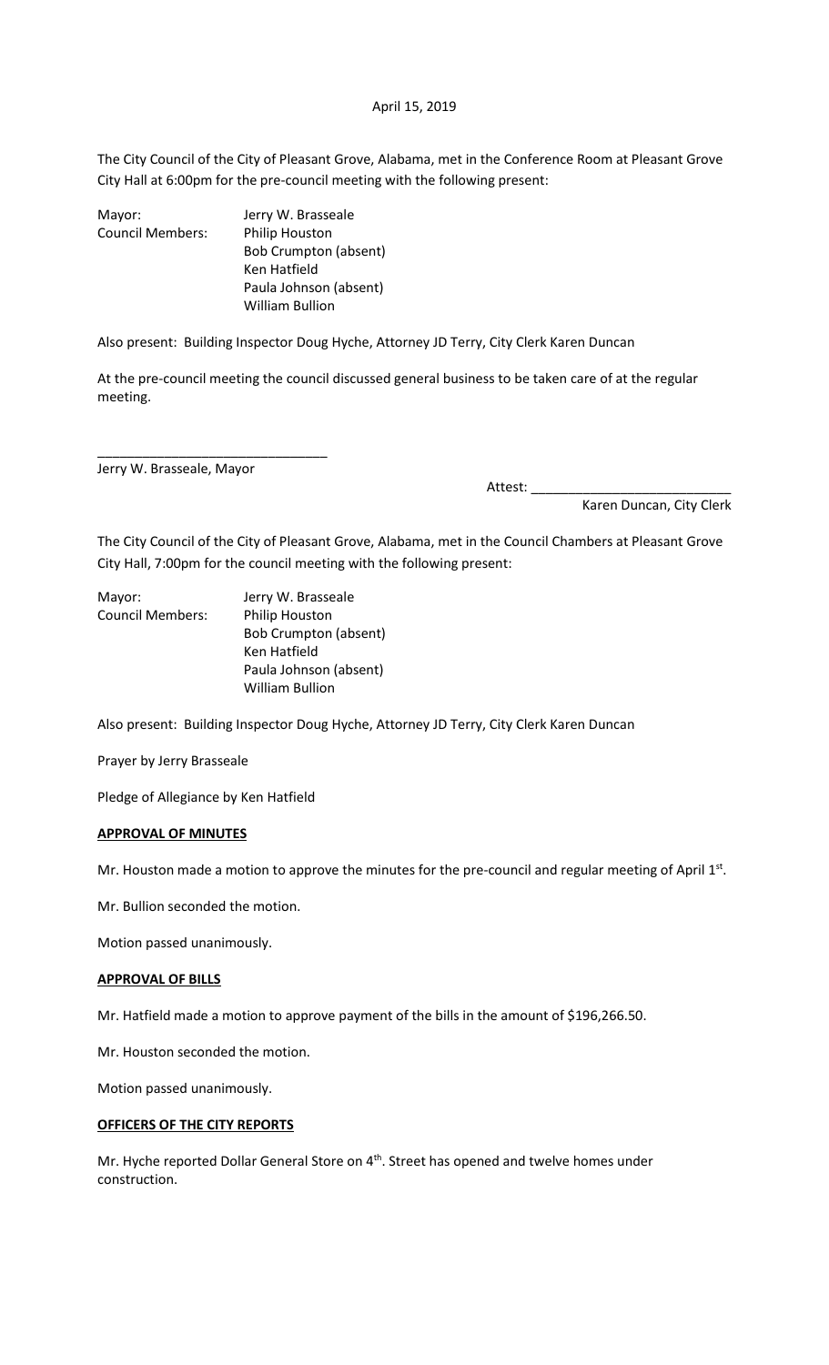April 15, 2019

The City Council of the City of Pleasant Grove, Alabama, met in the Conference Room at Pleasant Grove City Hall at 6:00pm for the pre-council meeting with the following present:

| | |
|---|---|
| Mayor: | Jerry W. Brasseale |
| Council Members: | Philip Houston |
| | Bob Crumpton (absent) |
| | Ken Hatfield |
| | Paula Johnson (absent) |
| | William Bullion |

Also present: Building Inspector Doug Hyche, Attorney JD Terry, City Clerk Karen Duncan

At the pre-council meeting the council discussed general business to be taken care of at the regular meeting.

______________________________
Jerry W. Brasseale, Mayor

Attest: ___________________________
Karen Duncan, City Clerk

The City Council of the City of Pleasant Grove, Alabama, met in the Council Chambers at Pleasant Grove City Hall, 7:00pm for the council meeting with the following present:

| | |
|---|---|
| Mayor: | Jerry W. Brasseale |
| Council Members: | Philip Houston |
| | Bob Crumpton (absent) |
| | Ken Hatfield |
| | Paula Johnson (absent) |
| | William Bullion |

Also present: Building Inspector Doug Hyche, Attorney JD Terry, City Clerk Karen Duncan

Prayer by Jerry Brasseale

Pledge of Allegiance by Ken Hatfield

**APPROVAL OF MINUTES**

Mr. Houston made a motion to approve the minutes for the pre-council and regular meeting of April 1st.

Mr. Bullion seconded the motion.

Motion passed unanimously.

**APPROVAL OF BILLS**

Mr. Hatfield made a motion to approve payment of the bills in the amount of $196,266.50.

Mr. Houston seconded the motion.

Motion passed unanimously.

**OFFICERS OF THE CITY REPORTS**

Mr. Hyche reported Dollar General Store on 4th. Street has opened and twelve homes under construction.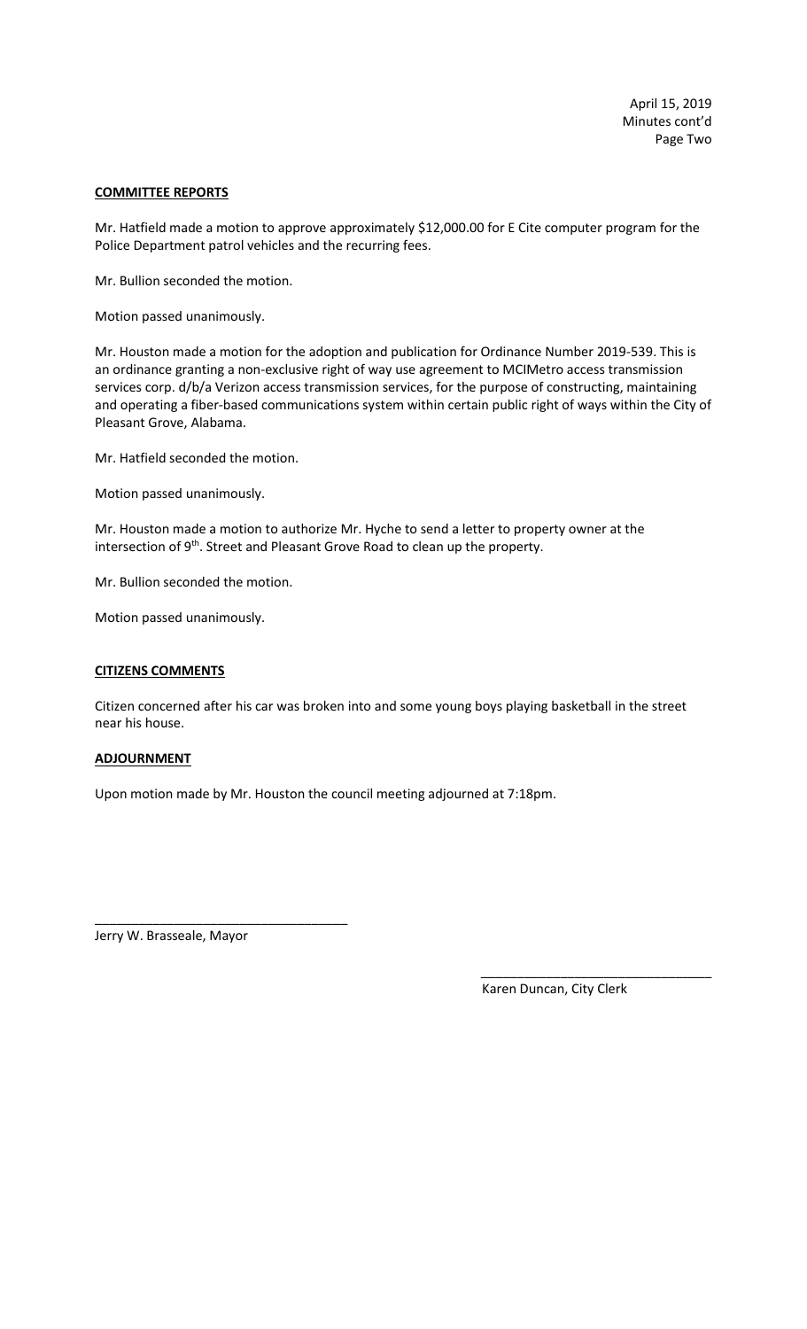April 15, 2019
Minutes cont'd

**COMMITTEE REPORTS**

Mr. Hatfield made a motion to approve approximately $12,000.00 for E Cite computer program for the Police Department patrol vehicles and the recurring fees.

Mr. Bullion seconded the motion.

Motion passed unanimously.

Mr. Houston made a motion for the adoption and publication for Ordinance Number 2019-539. This is an ordinance granting a non-exclusive right of way use agreement to MCIMetro access transmission services corp. d/b/a Verizon access transmission services, for the purpose of constructing, maintaining and operating a fiber-based communications system within certain public right of ways within the City of Pleasant Grove, Alabama.

Mr. Hatfield seconded the motion.

Motion passed unanimously.

Mr. Houston made a motion to authorize Mr. Hyche to send a letter to property owner at the intersection of 9th. Street and Pleasant Grove Road to clean up the property.

Mr. Bullion seconded the motion.

Motion passed unanimously.

**CITIZENS COMMENTS**

Citizen concerned after his car was broken into and some young boys playing basketball in the street near his house.

**ADJOURNMENT**

Upon motion made by Mr. Houston the council meeting adjourned at 7:18pm.

\_\_\_\_\_\_\_\_\_\_\_\_\_\_\_\_\_\_\_\_\_\_\_\_\_\_\_\_\_\_\_\_\_\_
Jerry W. Brasseale, Mayor

\_\_\_\_\_\_\_\_\_\_\_\_\_\_\_\_\_\_\_\_\_\_\_\_\_\_\_\_\_\_\_\_
Karen Duncan, City Clerk